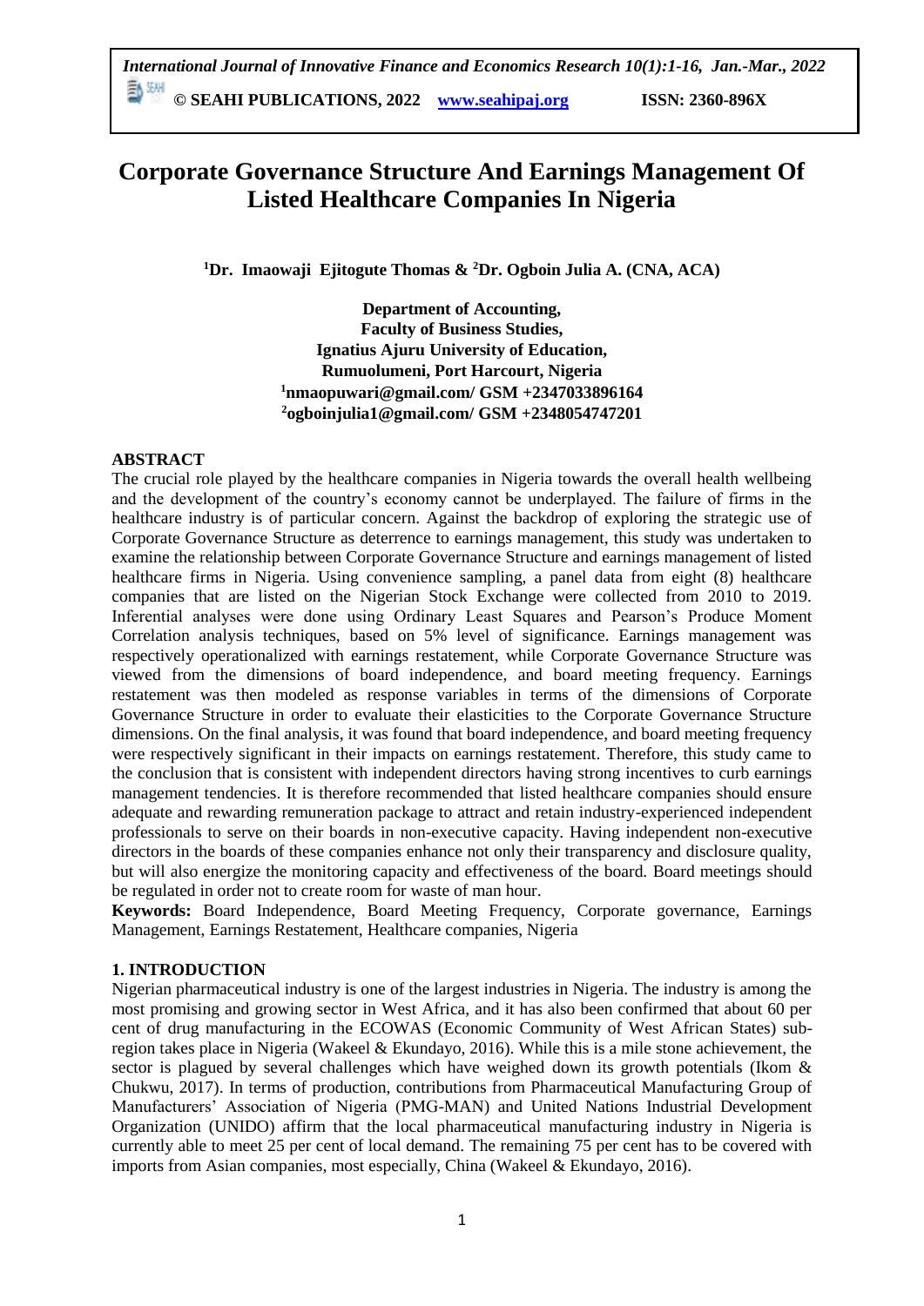# Corporate Governance Structure And Earnings Management Of Listed Healthcare Companies In Nigeria

**[1]Dr. Imaowaji Ejitogute Thomas & [2]Dr. Ogboin Julia A. (CNA, ACA)**

**Department of Accounting,**
**Faculty of Business Studies,**
**Ignatius Ajuru University of Education,**
**Rumuolumeni, Port Harcourt, Nigeria**
**[1]nmaopuwari@gmail.com/ GSM +2347033896164**
**[2]ogboinjulia1@gmail.com/ GSM +2348054747201**

## ABSTRACT

The crucial role played by the healthcare companies in Nigeria towards the overall health wellbeing and the development of the country's economy cannot be underplayed. The failure of firms in the healthcare industry is of particular concern. Against the backdrop of exploring the strategic use of Corporate Governance Structure as deterrence to earnings management, this study was undertaken to examine the relationship between Corporate Governance Structure and earnings management of listed healthcare firms in Nigeria. Using convenience sampling, a panel data from eight (8) healthcare companies that are listed on the Nigerian Stock Exchange were collected from 2010 to 2019. Inferential analyses were done using Ordinary Least Squares and Pearson's Produce Moment Correlation analysis techniques, based on 5% level of significance. Earnings management was respectively operationalized with earnings restatement, while Corporate Governance Structure was viewed from the dimensions of board independence, and board meeting frequency. Earnings restatement was then modeled as response variables in terms of the dimensions of Corporate Governance Structure in order to evaluate their elasticities to the Corporate Governance Structure dimensions. On the final analysis, it was found that board independence, and board meeting frequency were respectively significant in their impacts on earnings restatement. Therefore, this study came to the conclusion that is consistent with independent directors having strong incentives to curb earnings management tendencies. It is therefore recommended that listed healthcare companies should ensure adequate and rewarding remuneration package to attract and retain industry-experienced independent professionals to serve on their boards in non-executive capacity. Having independent non-executive directors in the boards of these companies enhance not only their transparency and disclosure quality, but will also energize the monitoring capacity and effectiveness of the board. Board meetings should be regulated in order not to create room for waste of man hour.

**Keywords:** Board Independence, Board Meeting Frequency, Corporate governance, Earnings Management, Earnings Restatement, Healthcare companies, Nigeria

## 1. INTRODUCTION

Nigerian pharmaceutical industry is one of the largest industries in Nigeria. The industry is among the most promising and growing sector in West Africa, and it has also been confirmed that about 60 per cent of drug manufacturing in the ECOWAS (Economic Community of West African States) sub-region takes place in Nigeria (Wakeel & Ekundayo, 2016). While this is a mile stone achievement, the sector is plagued by several challenges which have weighed down its growth potentials (Ikom & Chukwu, 2017). In terms of production, contributions from Pharmaceutical Manufacturing Group of Manufacturers' Association of Nigeria (PMG-MAN) and United Nations Industrial Development Organization (UNIDO) affirm that the local pharmaceutical manufacturing industry in Nigeria is currently able to meet 25 per cent of local demand. The remaining 75 per cent has to be covered with imports from Asian companies, most especially, China (Wakeel & Ekundayo, 2016).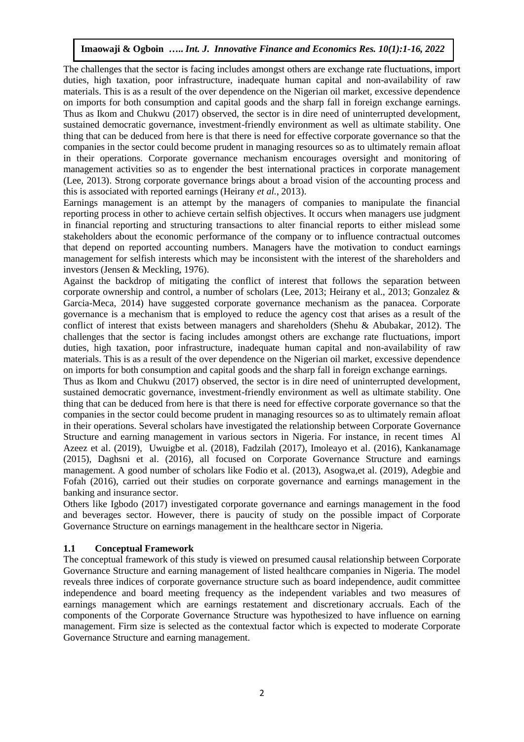The challenges that the sector is facing includes amongst others are exchange rate fluctuations, import duties, high taxation, poor infrastructure, inadequate human capital and non-availability of raw materials. This is as a result of the over dependence on the Nigerian oil market, excessive dependence on imports for both consumption and capital goods and the sharp fall in foreign exchange earnings. Thus as Ikom and Chukwu (2017) observed, the sector is in dire need of uninterrupted development, sustained democratic governance, investment-friendly environment as well as ultimate stability. One thing that can be deduced from here is that there is need for effective corporate governance so that the companies in the sector could become prudent in managing resources so as to ultimately remain afloat in their operations. Corporate governance mechanism encourages oversight and monitoring of management activities so as to engender the best international practices in corporate management (Lee, 2013). Strong corporate governance brings about a broad vision of the accounting process and this is associated with reported earnings (Heirany *et al.*, 2013).

Earnings management is an attempt by the managers of companies to manipulate the financial reporting process in other to achieve certain selfish objectives. It occurs when managers use judgment in financial reporting and structuring transactions to alter financial reports to either mislead some stakeholders about the economic performance of the company or to influence contractual outcomes that depend on reported accounting numbers. Managers have the motivation to conduct earnings management for selfish interests which may be inconsistent with the interest of the shareholders and investors (Jensen & Meckling, 1976).

Against the backdrop of mitigating the conflict of interest that follows the separation between corporate ownership and control, a number of scholars (Lee, 2013; Heirany et al., 2013; Gonzalez & Garcia-Meca, 2014) have suggested corporate governance mechanism as the panacea. Corporate governance is a mechanism that is employed to reduce the agency cost that arises as a result of the conflict of interest that exists between managers and shareholders (Shehu & Abubakar, 2012). The challenges that the sector is facing includes amongst others are exchange rate fluctuations, import duties, high taxation, poor infrastructure, inadequate human capital and non-availability of raw materials. This is as a result of the over dependence on the Nigerian oil market, excessive dependence on imports for both consumption and capital goods and the sharp fall in foreign exchange earnings.

Thus as Ikom and Chukwu (2017) observed, the sector is in dire need of uninterrupted development, sustained democratic governance, investment-friendly environment as well as ultimate stability. One thing that can be deduced from here is that there is need for effective corporate governance so that the companies in the sector could become prudent in managing resources so as to ultimately remain afloat in their operations. Several scholars have investigated the relationship between Corporate Governance Structure and earning management in various sectors in Nigeria. For instance, in recent times Al Azeez et al. (2019), Uwuigbe et al. (2018), Fadzilah (2017), Imoleayo et al. (2016), Kankanamage (2015), Daghsni et al. (2016), all focused on Corporate Governance Structure and earnings management. A good number of scholars like Fodio et al. (2013), Asogwa,et al. (2019), Adegbie and Fofah (2016), carried out their studies on corporate governance and earnings management in the banking and insurance sector.

Others like Igbodo (2017) investigated corporate governance and earnings management in the food and beverages sector. However, there is paucity of study on the possible impact of Corporate Governance Structure on earnings management in the healthcare sector in Nigeria.

### 1.1 Conceptual Framework

The conceptual framework of this study is viewed on presumed causal relationship between Corporate Governance Structure and earning management of listed healthcare companies in Nigeria. The model reveals three indices of corporate governance structure such as board independence, audit committee independence and board meeting frequency as the independent variables and two measures of earnings management which are earnings restatement and discretionary accruals. Each of the components of the Corporate Governance Structure was hypothesized to have influence on earning management. Firm size is selected as the contextual factor which is expected to moderate Corporate Governance Structure and earning management.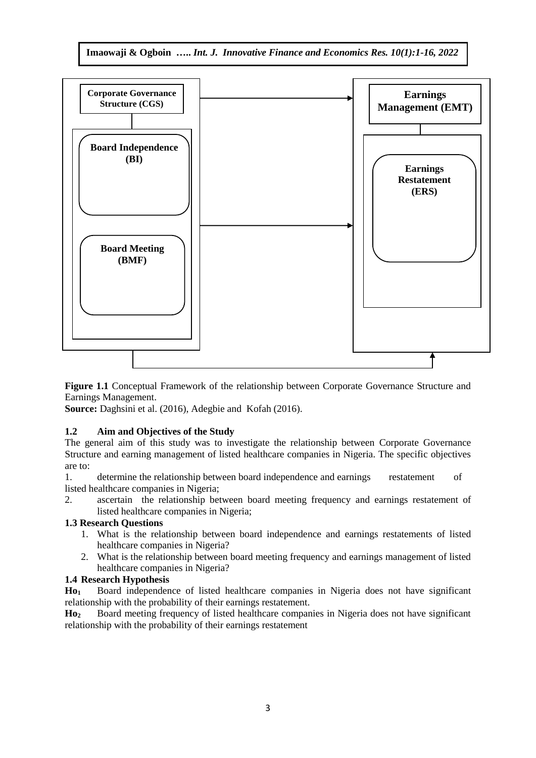Corporate Governance Structure (CGS)

Board Independence (BI)

Board Meeting (BMF)

Earnings Management (EMT)

Earnings Restatement (ERS)

**Figure 1.1** Conceptual Framework of the relationship between Corporate Governance Structure and Earnings Management.

**Source:** Daghsini et al. (2016), Adegbie and Kofah (2016).

### 1.2 Aim and Objectives of the Study

The general aim of this study was to investigate the relationship between Corporate Governance Structure and earning management of listed healthcare companies in Nigeria. The specific objectives are to:

1. determine the relationship between board independence and earnings restatement of listed healthcare companies in Nigeria;
2. ascertain the relationship between board meeting frequency and earnings restatement of listed healthcare companies in Nigeria;

### 1.3 Research Questions

1. What is the relationship between board independence and earnings restatements of listed healthcare companies in Nigeria?
2. What is the relationship between board meeting frequency and earnings management of listed healthcare companies in Nigeria?

### 1.4 Research Hypothesis

**$Ho_1$** Board independence of listed healthcare companies in Nigeria does not have significant relationship with the probability of their earnings restatement.

**$Ho_2$** Board meeting frequency of listed healthcare companies in Nigeria does not have significant relationship with the probability of their earnings restatement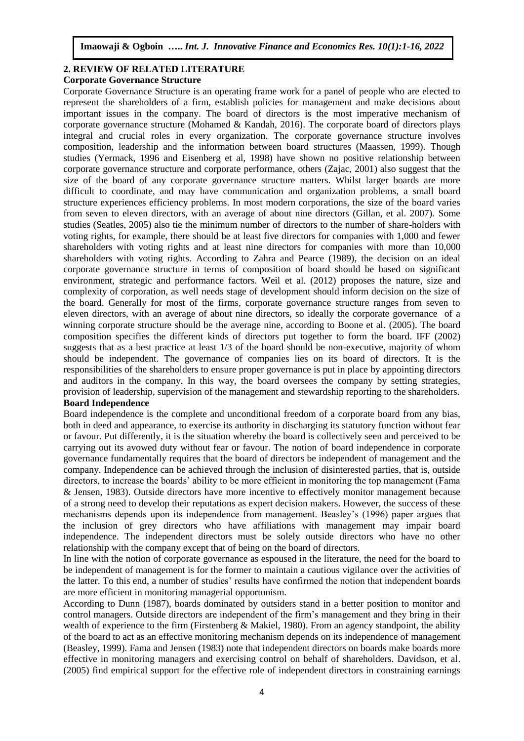## 2. REVIEW OF RELATED LITERATURE

### Corporate Governance Structure

Corporate Governance Structure is an operating frame work for a panel of people who are elected to represent the shareholders of a firm, establish policies for management and make decisions about important issues in the company. The board of directors is the most imperative mechanism of corporate governance structure (Mohamed & Kandah, 2016). The corporate board of directors plays integral and crucial roles in every organization. The corporate governance structure involves composition, leadership and the information between board structures (Maassen, 1999). Though studies (Yermack, 1996 and Eisenberg et al, 1998) have shown no positive relationship between corporate governance structure and corporate performance, others (Zajac, 2001) also suggest that the size of the board of any corporate governance structure matters. Whilst larger boards are more difficult to coordinate, and may have communication and organization problems, a small board structure experiences efficiency problems. In most modern corporations, the size of the board varies from seven to eleven directors, with an average of about nine directors (Gillan, et al. 2007). Some studies (Seatles, 2005) also tie the minimum number of directors to the number of share-holders with voting rights, for example, there should be at least five directors for companies with 1,000 and fewer shareholders with voting rights and at least nine directors for companies with more than 10,000 shareholders with voting rights. According to Zahra and Pearce (1989), the decision on an ideal corporate governance structure in terms of composition of board should be based on significant environment, strategic and performance factors. Weil et al. (2012) proposes the nature, size and complexity of corporation, as well needs stage of development should inform decision on the size of the board. Generally for most of the firms, corporate governance structure ranges from seven to eleven directors, with an average of about nine directors, so ideally the corporate governance of a winning corporate structure should be the average nine, according to Boone et al. (2005). The board composition specifies the different kinds of directors put together to form the board. IFF (2002) suggests that as a best practice at least 1/3 of the board should be non-executive, majority of whom should be independent. The governance of companies lies on its board of directors. It is the responsibilities of the shareholders to ensure proper governance is put in place by appointing directors and auditors in the company. In this way, the board oversees the company by setting strategies, provision of leadership, supervision of the management and stewardship reporting to the shareholders.

### Board Independence

Board independence is the complete and unconditional freedom of a corporate board from any bias, both in deed and appearance, to exercise its authority in discharging its statutory function without fear or favour. Put differently, it is the situation whereby the board is collectively seen and perceived to be carrying out its avowed duty without fear or favour. The notion of board independence in corporate governance fundamentally requires that the board of directors be independent of management and the company. Independence can be achieved through the inclusion of disinterested parties, that is, outside directors, to increase the boards' ability to be more efficient in monitoring the top management (Fama & Jensen, 1983). Outside directors have more incentive to effectively monitor management because of a strong need to develop their reputations as expert decision makers. However, the success of these mechanisms depends upon its independence from management. Beasley's (1996) paper argues that the inclusion of grey directors who have affiliations with management may impair board independence. The independent directors must be solely outside directors who have no other relationship with the company except that of being on the board of directors.

In line with the notion of corporate governance as espoused in the literature, the need for the board to be independent of management is for the former to maintain a cautious vigilance over the activities of the latter. To this end, a number of studies' results have confirmed the notion that independent boards are more efficient in monitoring managerial opportunism.

According to Dunn (1987), boards dominated by outsiders stand in a better position to monitor and control managers. Outside directors are independent of the firm's management and they bring in their wealth of experience to the firm (Firstenberg & Makiel, 1980). From an agency standpoint, the ability of the board to act as an effective monitoring mechanism depends on its independence of management (Beasley, 1999). Fama and Jensen (1983) note that independent directors on boards make boards more effective in monitoring managers and exercising control on behalf of shareholders. Davidson, et al. (2005) find empirical support for the effective role of independent directors in constraining earnings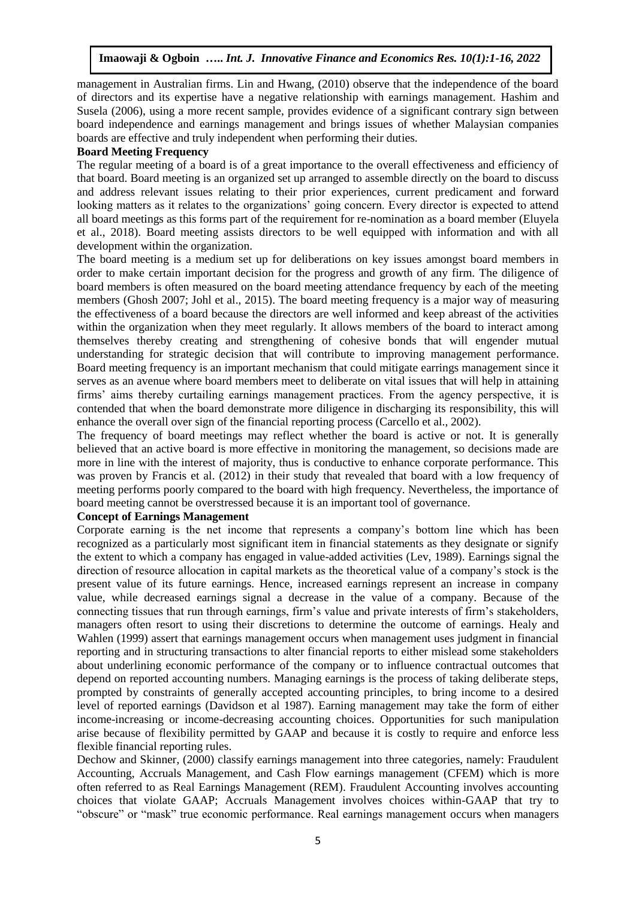management in Australian firms. Lin and Hwang, (2010) observe that the independence of the board of directors and its expertise have a negative relationship with earnings management. Hashim and Susela (2006), using a more recent sample, provides evidence of a significant contrary sign between board independence and earnings management and brings issues of whether Malaysian companies boards are effective and truly independent when performing their duties.

**Board Meeting Frequency**

The regular meeting of a board is of a great importance to the overall effectiveness and efficiency of that board. Board meeting is an organized set up arranged to assemble directly on the board to discuss and address relevant issues relating to their prior experiences, current predicament and forward looking matters as it relates to the organizations' going concern. Every director is expected to attend all board meetings as this forms part of the requirement for re-nomination as a board member (Eluyela et al., 2018). Board meeting assists directors to be well equipped with information and with all development within the organization.

The board meeting is a medium set up for deliberations on key issues amongst board members in order to make certain important decision for the progress and growth of any firm. The diligence of board members is often measured on the board meeting attendance frequency by each of the meeting members (Ghosh 2007; Johl et al., 2015). The board meeting frequency is a major way of measuring the effectiveness of a board because the directors are well informed and keep abreast of the activities within the organization when they meet regularly. It allows members of the board to interact among themselves thereby creating and strengthening of cohesive bonds that will engender mutual understanding for strategic decision that will contribute to improving management performance. Board meeting frequency is an important mechanism that could mitigate earrings management since it serves as an avenue where board members meet to deliberate on vital issues that will help in attaining firms' aims thereby curtailing earnings management practices. From the agency perspective, it is contended that when the board demonstrate more diligence in discharging its responsibility, this will enhance the overall over sign of the financial reporting process (Carcello et al., 2002).

The frequency of board meetings may reflect whether the board is active or not. It is generally believed that an active board is more effective in monitoring the management, so decisions made are more in line with the interest of majority, thus is conductive to enhance corporate performance. This was proven by Francis et al. (2012) in their study that revealed that board with a low frequency of meeting performs poorly compared to the board with high frequency. Nevertheless, the importance of board meeting cannot be overstressed because it is an important tool of governance.

**Concept of Earnings Management**

Corporate earning is the net income that represents a company's bottom line which has been recognized as a particularly most significant item in financial statements as they designate or signify the extent to which a company has engaged in value-added activities (Lev, 1989). Earnings signal the direction of resource allocation in capital markets as the theoretical value of a company's stock is the present value of its future earnings. Hence, increased earnings represent an increase in company value, while decreased earnings signal a decrease in the value of a company. Because of the connecting tissues that run through earnings, firm's value and private interests of firm's stakeholders, managers often resort to using their discretions to determine the outcome of earnings. Healy and Wahlen (1999) assert that earnings management occurs when management uses judgment in financial reporting and in structuring transactions to alter financial reports to either mislead some stakeholders about underlining economic performance of the company or to influence contractual outcomes that depend on reported accounting numbers. Managing earnings is the process of taking deliberate steps, prompted by constraints of generally accepted accounting principles, to bring income to a desired level of reported earnings (Davidson et al 1987). Earning management may take the form of either income-increasing or income-decreasing accounting choices. Opportunities for such manipulation arise because of flexibility permitted by GAAP and because it is costly to require and enforce less flexible financial reporting rules.

Dechow and Skinner, (2000) classify earnings management into three categories, namely: Fraudulent Accounting, Accruals Management, and Cash Flow earnings management (CFEM) which is more often referred to as Real Earnings Management (REM). Fraudulent Accounting involves accounting choices that violate GAAP; Accruals Management involves choices within-GAAP that try to "obscure" or "mask" true economic performance. Real earnings management occurs when managers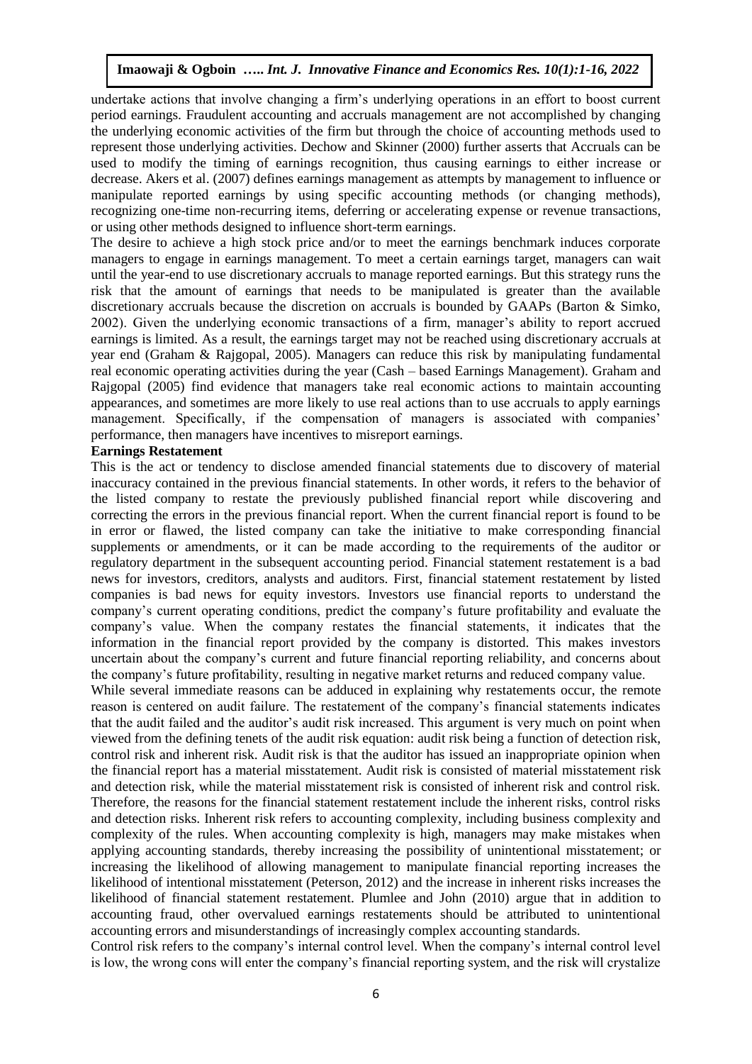undertake actions that involve changing a firm's underlying operations in an effort to boost current period earnings. Fraudulent accounting and accruals management are not accomplished by changing the underlying economic activities of the firm but through the choice of accounting methods used to represent those underlying activities. Dechow and Skinner (2000) further asserts that Accruals can be used to modify the timing of earnings recognition, thus causing earnings to either increase or decrease. Akers et al. (2007) defines earnings management as attempts by management to influence or manipulate reported earnings by using specific accounting methods (or changing methods), recognizing one-time non-recurring items, deferring or accelerating expense or revenue transactions, or using other methods designed to influence short-term earnings.

The desire to achieve a high stock price and/or to meet the earnings benchmark induces corporate managers to engage in earnings management. To meet a certain earnings target, managers can wait until the year-end to use discretionary accruals to manage reported earnings. But this strategy runs the risk that the amount of earnings that needs to be manipulated is greater than the available discretionary accruals because the discretion on accruals is bounded by GAAPs (Barton & Simko, 2002). Given the underlying economic transactions of a firm, manager's ability to report accrued earnings is limited. As a result, the earnings target may not be reached using discretionary accruals at year end (Graham & Rajgopal, 2005). Managers can reduce this risk by manipulating fundamental real economic operating activities during the year (Cash – based Earnings Management). Graham and Rajgopal (2005) find evidence that managers take real economic actions to maintain accounting appearances, and sometimes are more likely to use real actions than to use accruals to apply earnings management. Specifically, if the compensation of managers is associated with companies' performance, then managers have incentives to misreport earnings.

**Earnings Restatement**

This is the act or tendency to disclose amended financial statements due to discovery of material inaccuracy contained in the previous financial statements. In other words, it refers to the behavior of the listed company to restate the previously published financial report while discovering and correcting the errors in the previous financial report. When the current financial report is found to be in error or flawed, the listed company can take the initiative to make corresponding financial supplements or amendments, or it can be made according to the requirements of the auditor or regulatory department in the subsequent accounting period. Financial statement restatement is a bad news for investors, creditors, analysts and auditors. First, financial statement restatement by listed companies is bad news for equity investors. Investors use financial reports to understand the company's current operating conditions, predict the company's future profitability and evaluate the company's value. When the company restates the financial statements, it indicates that the information in the financial report provided by the company is distorted. This makes investors uncertain about the company's current and future financial reporting reliability, and concerns about the company's future profitability, resulting in negative market returns and reduced company value.

While several immediate reasons can be adduced in explaining why restatements occur, the remote reason is centered on audit failure. The restatement of the company's financial statements indicates that the audit failed and the auditor's audit risk increased. This argument is very much on point when viewed from the defining tenets of the audit risk equation: audit risk being a function of detection risk, control risk and inherent risk. Audit risk is that the auditor has issued an inappropriate opinion when the financial report has a material misstatement. Audit risk is consisted of material misstatement risk and detection risk, while the material misstatement risk is consisted of inherent risk and control risk. Therefore, the reasons for the financial statement restatement include the inherent risks, control risks and detection risks. Inherent risk refers to accounting complexity, including business complexity and complexity of the rules. When accounting complexity is high, managers may make mistakes when applying accounting standards, thereby increasing the possibility of unintentional misstatement; or increasing the likelihood of allowing management to manipulate financial reporting increases the likelihood of intentional misstatement (Peterson, 2012) and the increase in inherent risks increases the likelihood of financial statement restatement. Plumlee and John (2010) argue that in addition to accounting fraud, other overvalued earnings restatements should be attributed to unintentional accounting errors and misunderstandings of increasingly complex accounting standards.

Control risk refers to the company's internal control level. When the company's internal control level is low, the wrong cons will enter the company's financial reporting system, and the risk will crystalize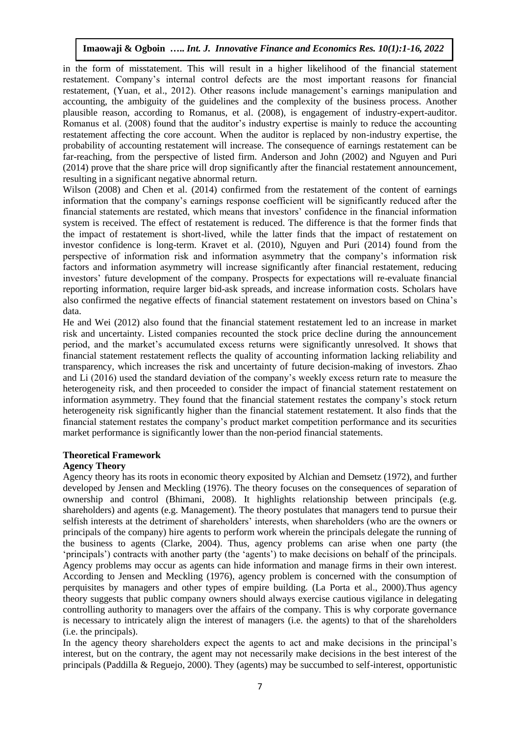in the form of misstatement. This will result in a higher likelihood of the financial statement restatement. Company's internal control defects are the most important reasons for financial restatement, (Yuan, et al., 2012). Other reasons include management's earnings manipulation and accounting, the ambiguity of the guidelines and the complexity of the business process. Another plausible reason, according to Romanus, et al. (2008), is engagement of industry-expert-auditor. Romanus et al. (2008) found that the auditor's industry expertise is mainly to reduce the accounting restatement affecting the core account. When the auditor is replaced by non-industry expertise, the probability of accounting restatement will increase. The consequence of earnings restatement can be far-reaching, from the perspective of listed firm. Anderson and John (2002) and Nguyen and Puri (2014) prove that the share price will drop significantly after the financial restatement announcement, resulting in a significant negative abnormal return.

Wilson (2008) and Chen et al. (2014) confirmed from the restatement of the content of earnings information that the company's earnings response coefficient will be significantly reduced after the financial statements are restated, which means that investors' confidence in the financial information system is received. The effect of restatement is reduced. The difference is that the former finds that the impact of restatement is short-lived, while the latter finds that the impact of restatement on investor confidence is long-term. Kravet et al. (2010), Nguyen and Puri (2014) found from the perspective of information risk and information asymmetry that the company's information risk factors and information asymmetry will increase significantly after financial restatement, reducing investors' future development of the company. Prospects for expectations will re-evaluate financial reporting information, require larger bid-ask spreads, and increase information costs. Scholars have also confirmed the negative effects of financial statement restatement on investors based on China's data.

He and Wei (2012) also found that the financial statement restatement led to an increase in market risk and uncertainty. Listed companies recounted the stock price decline during the announcement period, and the market's accumulated excess returns were significantly unresolved. It shows that financial statement restatement reflects the quality of accounting information lacking reliability and transparency, which increases the risk and uncertainty of future decision-making of investors. Zhao and Li (2016) used the standard deviation of the company's weekly excess return rate to measure the heterogeneity risk, and then proceeded to consider the impact of financial statement restatement on information asymmetry. They found that the financial statement restates the company's stock return heterogeneity risk significantly higher than the financial statement restatement. It also finds that the financial statement restates the company's product market competition performance and its securities market performance is significantly lower than the non-period financial statements.

## Theoretical Framework

### Agency Theory

Agency theory has its roots in economic theory exposited by Alchian and Demsetz (1972), and further developed by Jensen and Meckling (1976). The theory focuses on the consequences of separation of ownership and control (Bhimani, 2008). It highlights relationship between principals (e.g. shareholders) and agents (e.g. Management). The theory postulates that managers tend to pursue their selfish interests at the detriment of shareholders' interests, when shareholders (who are the owners or principals of the company) hire agents to perform work wherein the principals delegate the running of the business to agents (Clarke, 2004). Thus, agency problems can arise when one party (the 'principals') contracts with another party (the 'agents') to make decisions on behalf of the principals. Agency problems may occur as agents can hide information and manage firms in their own interest. According to Jensen and Meckling (1976), agency problem is concerned with the consumption of perquisites by managers and other types of empire building. (La Porta et al., 2000).Thus agency theory suggests that public company owners should always exercise cautious vigilance in delegating controlling authority to managers over the affairs of the company. This is why corporate governance is necessary to intricately align the interest of managers (i.e. the agents) to that of the shareholders (i.e. the principals).

In the agency theory shareholders expect the agents to act and make decisions in the principal's interest, but on the contrary, the agent may not necessarily make decisions in the best interest of the principals (Paddilla & Reguejo, 2000). They (agents) may be succumbed to self-interest, opportunistic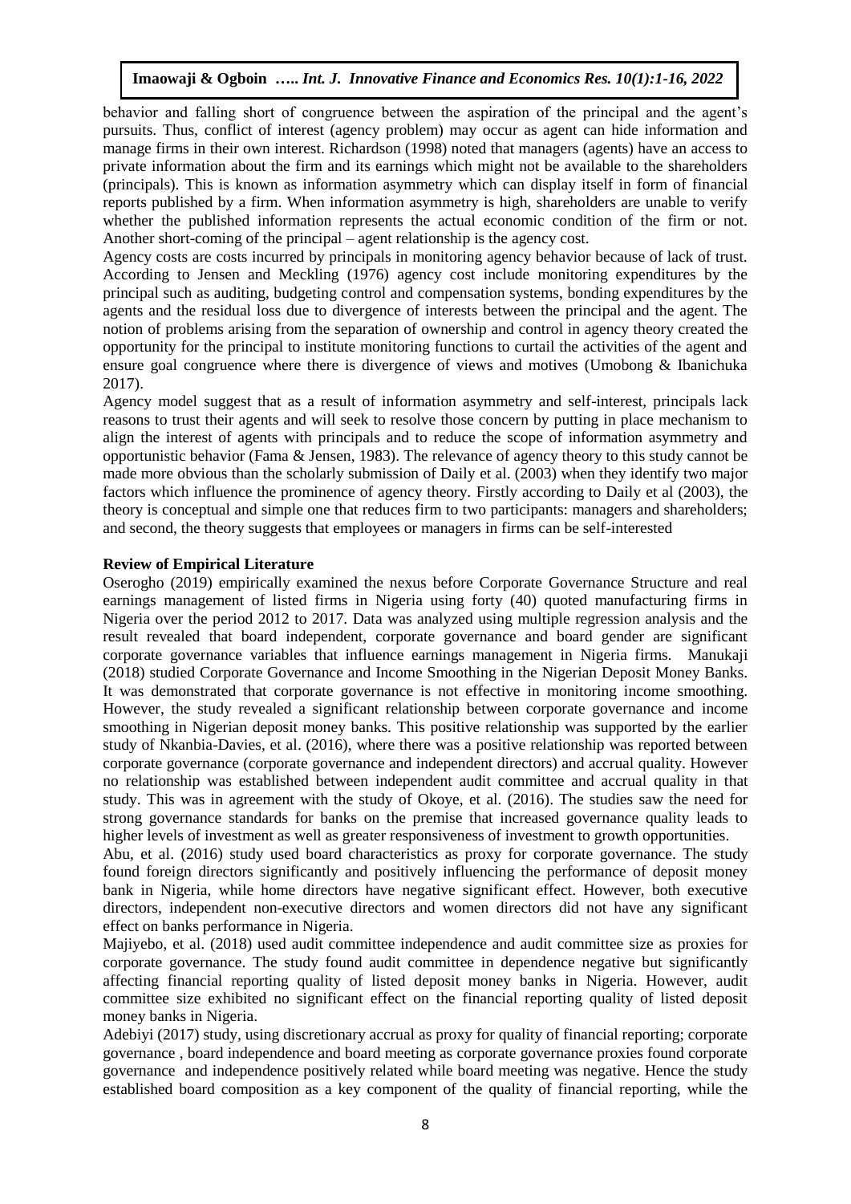behavior and falling short of congruence between the aspiration of the principal and the agent's pursuits. Thus, conflict of interest (agency problem) may occur as agent can hide information and manage firms in their own interest. Richardson (1998) noted that managers (agents) have an access to private information about the firm and its earnings which might not be available to the shareholders (principals). This is known as information asymmetry which can display itself in form of financial reports published by a firm. When information asymmetry is high, shareholders are unable to verify whether the published information represents the actual economic condition of the firm or not. Another short-coming of the principal – agent relationship is the agency cost.

Agency costs are costs incurred by principals in monitoring agency behavior because of lack of trust. According to Jensen and Meckling (1976) agency cost include monitoring expenditures by the principal such as auditing, budgeting control and compensation systems, bonding expenditures by the agents and the residual loss due to divergence of interests between the principal and the agent. The notion of problems arising from the separation of ownership and control in agency theory created the opportunity for the principal to institute monitoring functions to curtail the activities of the agent and ensure goal congruence where there is divergence of views and motives (Umobong & Ibanichuka 2017).

Agency model suggest that as a result of information asymmetry and self-interest, principals lack reasons to trust their agents and will seek to resolve those concern by putting in place mechanism to align the interest of agents with principals and to reduce the scope of information asymmetry and opportunistic behavior (Fama & Jensen, 1983). The relevance of agency theory to this study cannot be made more obvious than the scholarly submission of Daily et al. (2003) when they identify two major factors which influence the prominence of agency theory. Firstly according to Daily et al (2003), the theory is conceptual and simple one that reduces firm to two participants: managers and shareholders; and second, the theory suggests that employees or managers in firms can be self-interested

**Review of Empirical Literature**

Oserogho (2019) empirically examined the nexus before Corporate Governance Structure and real earnings management of listed firms in Nigeria using forty (40) quoted manufacturing firms in Nigeria over the period 2012 to 2017. Data was analyzed using multiple regression analysis and the result revealed that board independent, corporate governance and board gender are significant corporate governance variables that influence earnings management in Nigeria firms. Manukaji (2018) studied Corporate Governance and Income Smoothing in the Nigerian Deposit Money Banks. It was demonstrated that corporate governance is not effective in monitoring income smoothing. However, the study revealed a significant relationship between corporate governance and income smoothing in Nigerian deposit money banks. This positive relationship was supported by the earlier study of Nkanbia-Davies, et al. (2016), where there was a positive relationship was reported between corporate governance (corporate governance and independent directors) and accrual quality. However no relationship was established between independent audit committee and accrual quality in that study. This was in agreement with the study of Okoye, et al. (2016). The studies saw the need for strong governance standards for banks on the premise that increased governance quality leads to higher levels of investment as well as greater responsiveness of investment to growth opportunities.

Abu, et al. (2016) study used board characteristics as proxy for corporate governance. The study found foreign directors significantly and positively influencing the performance of deposit money bank in Nigeria, while home directors have negative significant effect. However, both executive directors, independent non-executive directors and women directors did not have any significant effect on banks performance in Nigeria.

Majiyebo, et al. (2018) used audit committee independence and audit committee size as proxies for corporate governance. The study found audit committee in dependence negative but significantly affecting financial reporting quality of listed deposit money banks in Nigeria. However, audit committee size exhibited no significant effect on the financial reporting quality of listed deposit money banks in Nigeria.

Adebiyi (2017) study, using discretionary accrual as proxy for quality of financial reporting; corporate governance , board independence and board meeting as corporate governance proxies found corporate governance and independence positively related while board meeting was negative. Hence the study established board composition as a key component of the quality of financial reporting, while the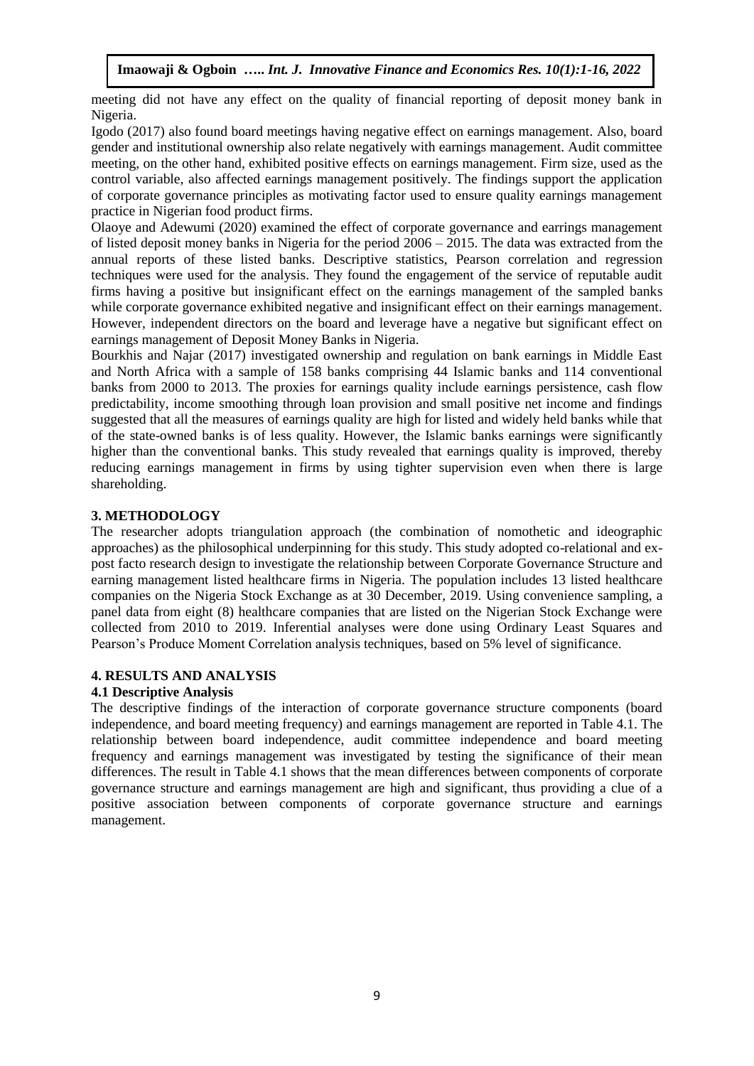meeting did not have any effect on the quality of financial reporting of deposit money bank in Nigeria.

Igodo (2017) also found board meetings having negative effect on earnings management. Also, board gender and institutional ownership also relate negatively with earnings management. Audit committee meeting, on the other hand, exhibited positive effects on earnings management. Firm size, used as the control variable, also affected earnings management positively. The findings support the application of corporate governance principles as motivating factor used to ensure quality earnings management practice in Nigerian food product firms.

Olaoye and Adewumi (2020) examined the effect of corporate governance and earrings management of listed deposit money banks in Nigeria for the period 2006 – 2015. The data was extracted from the annual reports of these listed banks. Descriptive statistics, Pearson correlation and regression techniques were used for the analysis. They found the engagement of the service of reputable audit firms having a positive but insignificant effect on the earnings management of the sampled banks while corporate governance exhibited negative and insignificant effect on their earnings management. However, independent directors on the board and leverage have a negative but significant effect on earnings management of Deposit Money Banks in Nigeria.

Bourkhis and Najar (2017) investigated ownership and regulation on bank earnings in Middle East and North Africa with a sample of 158 banks comprising 44 Islamic banks and 114 conventional banks from 2000 to 2013. The proxies for earnings quality include earnings persistence, cash flow predictability, income smoothing through loan provision and small positive net income and findings suggested that all the measures of earnings quality are high for listed and widely held banks while that of the state-owned banks is of less quality. However, the Islamic banks earnings were significantly higher than the conventional banks. This study revealed that earnings quality is improved, thereby reducing earnings management in firms by using tighter supervision even when there is large shareholding.

## 3. METHODOLOGY

The researcher adopts triangulation approach (the combination of nomothetic and ideographic approaches) as the philosophical underpinning for this study. This study adopted co-relational and ex-post facto research design to investigate the relationship between Corporate Governance Structure and earning management listed healthcare firms in Nigeria. The population includes 13 listed healthcare companies on the Nigeria Stock Exchange as at 30 December, 2019. Using convenience sampling, a panel data from eight (8) healthcare companies that are listed on the Nigerian Stock Exchange were collected from 2010 to 2019. Inferential analyses were done using Ordinary Least Squares and Pearson's Produce Moment Correlation analysis techniques, based on 5% level of significance.

## 4. RESULTS AND ANALYSIS

### 4.1 Descriptive Analysis

The descriptive findings of the interaction of corporate governance structure components (board independence, and board meeting frequency) and earnings management are reported in Table 4.1. The relationship between board independence, audit committee independence and board meeting frequency and earnings management was investigated by testing the significance of their mean differences. The result in Table 4.1 shows that the mean differences between components of corporate governance structure and earnings management are high and significant, thus providing a clue of a positive association between components of corporate governance structure and earnings management.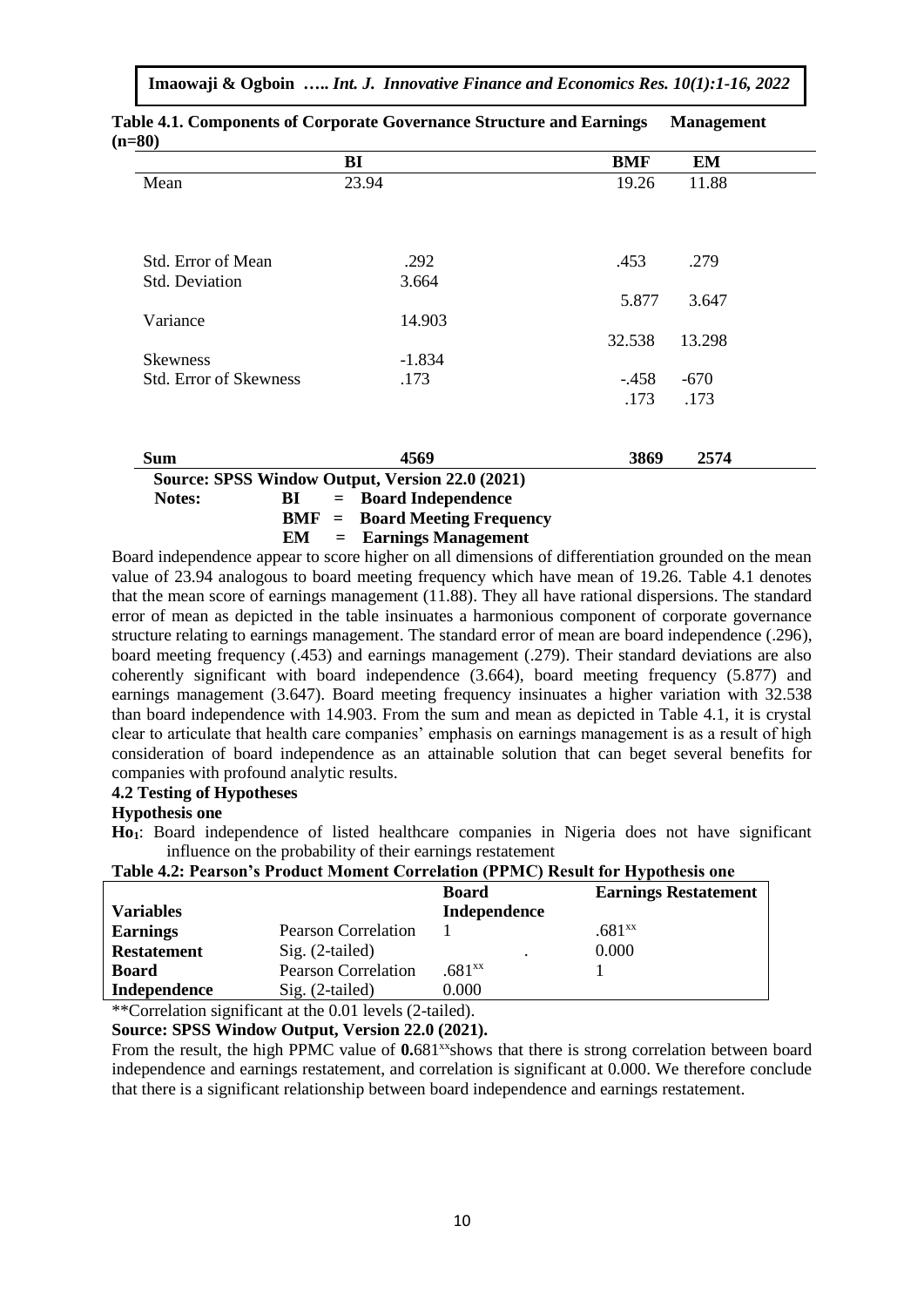**Table 4.1. Components of Corporate Governance Structure and Earnings Management (n=80)**

| | BI | BMF | EM |
|---|---|---|---|
| Mean | 23.94 | 19.26 | 11.88 |
| Std. Error of Mean | .292 | .453 | .279 |
| Std. Deviation | 3.664 | 5.877 | 3.647 |
| Variance | 14.903 | 32.538 | 13.298 |
| Skewness | -1.834 | -.458 | -670 |
| Std. Error of Skewness | .173 | .173 | .173 |
| **Sum** | **4569** | **3869** | **2574** |

**Source: SPSS Window Output, Version 22.0 (2021)**

**Notes:** **BI = Board Independence**
**BMF = Board Meeting Frequency**
**EM = Earnings Management**

Board independence appear to score higher on all dimensions of differentiation grounded on the mean value of 23.94 analogous to board meeting frequency which have mean of 19.26. Table 4.1 denotes that the mean score of earnings management (11.88). They all have rational dispersions. The standard error of mean as depicted in the table insinuates a harmonious component of corporate governance structure relating to earnings management. The standard error of mean are board independence (.296), board meeting frequency (.453) and earnings management (.279). Their standard deviations are also coherently significant with board independence (3.664), board meeting frequency (5.877) and earnings management (3.647). Board meeting frequency insinuates a higher variation with 32.538 than board independence with 14.903. From the sum and mean as depicted in Table 4.1, it is crystal clear to articulate that health care companies' emphasis on earnings management is as a result of high consideration of board independence as an attainable solution that can beget several benefits for companies with profound analytic results.

### 4.2 Testing of Hypotheses

**Hypothesis one**

**Ho$_1$**: Board independence of listed healthcare companies in Nigeria does not have significant influence on the probability of their earnings restatement

**Table 4.2: Pearson's Product Moment Correlation (PPMC) Result for Hypothesis one**

| Variables | | Board Independence | Earnings Restatement |
|---|---|---|---|
| **Earnings Restatement** | Pearson Correlation | 1 | .681$^{xx}$ |
| | Sig. (2-tailed) | . | 0.000 |
| **Board Independence** | Pearson Correlation | .681$^{xx}$ | 1 |
| | Sig. (2-tailed) | 0.000 | |

**Correlation significant at the 0.01 levels (2-tailed).

**Source: SPSS Window Output, Version 22.0 (2021).**

From the result, the high PPMC value of **0.**681$^{xx}$shows that there is strong correlation between board independence and earnings restatement, and correlation is significant at 0.000. We therefore conclude that there is a significant relationship between board independence and earnings restatement.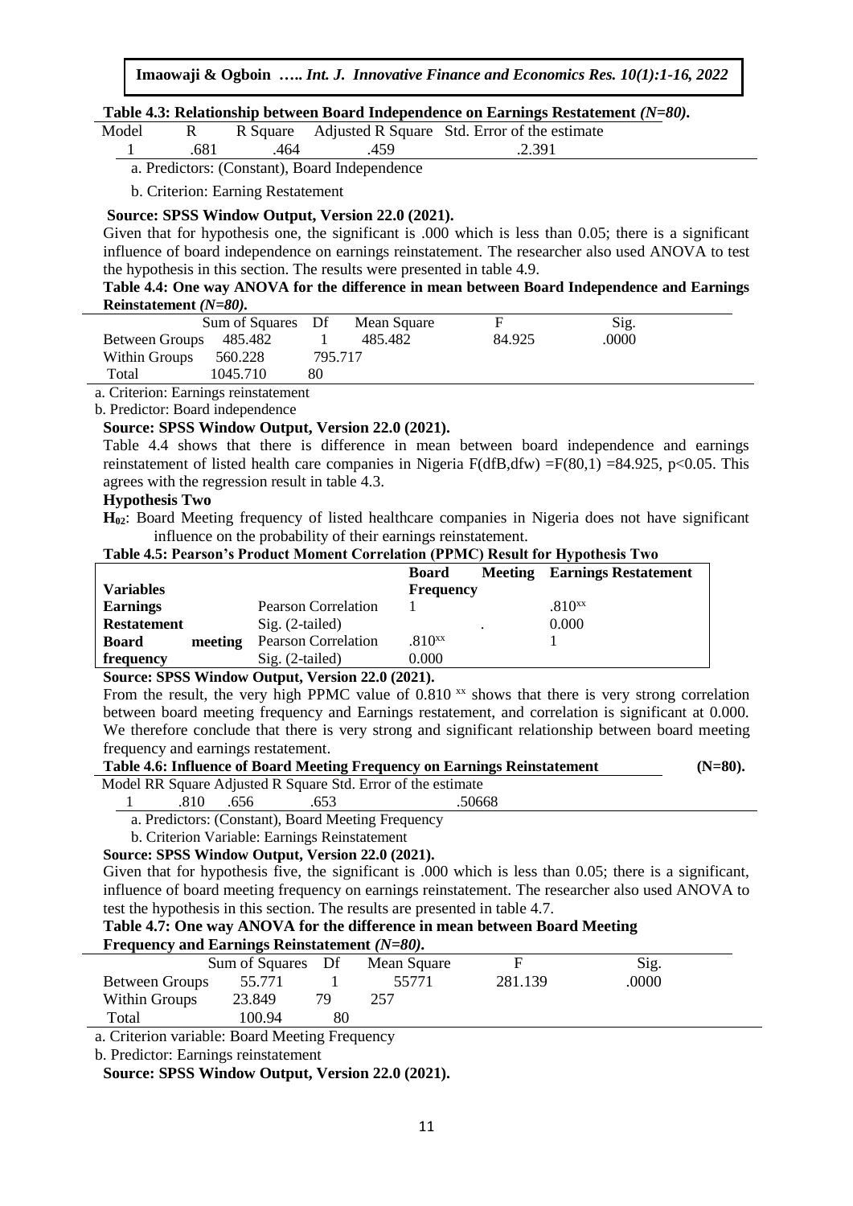**Table 4.3: Relationship between Board Independence on Earnings Restatement *(N=80)*.**

| Model | R | R Square | Adjusted R Square | Std. Error of the estimate |
|---|---|---|---|---|
| 1 | .681 | .464 | .459 | .2.391 |

a. Predictors: (Constant), Board Independence

b. Criterion: Earning Restatement

**Source: SPSS Window Output, Version 22.0 (2021).**

Given that for hypothesis one, the significant is .000 which is less than 0.05; there is a significant influence of board independence on earnings reinstatement. The researcher also used ANOVA to test the hypothesis in this section. The results were presented in table 4.9.

**Table 4.4: One way ANOVA for the difference in mean between Board Independence and Earnings Reinstatement *(N=80)*.**

| | Sum of Squares | Df | Mean Square | F | Sig. |
|---|---|---|---|---|---|
| Between Groups | 485.482 | 1 | 485.482 | 84.925 | .0000 |
| Within Groups | 560.228 | 795.717 | | | |
| Total | 1045.710 | 80 | | | |

a. Criterion: Earnings reinstatement

b. Predictor: Board independence

**Source: SPSS Window Output, Version 22.0 (2021).**

Table 4.4 shows that there is difference in mean between board independence and earnings reinstatement of listed health care companies in Nigeria F(dfB,dfw) =F(80,1) =84.925, $p<0.05$. This agrees with the regression result in table 4.3.

**Hypothesis Two**

**$H_{02}$**: Board Meeting frequency of listed healthcare companies in Nigeria does not have significant influence on the probability of their earnings reinstatement.

**Table 4.5: Pearson's Product Moment Correlation (PPMC) Result for Hypothesis Two**

| Variables | | Board Meeting Frequency | Earnings Restatement |
|---|---|---|---|
| **Earnings Restatement** | Pearson Correlation | 1 | .810xx |
| | Sig. (2-tailed) | . | 0.000 |
| **Board meeting frequency** | Pearson Correlation | .810xx | 1 |
| | Sig. (2-tailed) | 0.000 | |

**Source: SPSS Window Output, Version 22.0 (2021).**

From the result, the very high PPMC value of 0.810 xx shows that there is very strong correlation between board meeting frequency and Earnings restatement, and correlation is significant at 0.000. We therefore conclude that there is very strong and significant relationship between board meeting frequency and earnings restatement.

**Table 4.6: Influence of Board Meeting Frequency on Earnings Reinstatement (N=80).**

| Model | RR | Square | Adjusted R Square | Std. Error of the estimate |
|---|---|---|---|---|
| 1 | .810 | .656 | .653 | .50668 |

a. Predictors: (Constant), Board Meeting Frequency

b. Criterion Variable: Earnings Reinstatement

**Source: SPSS Window Output, Version 22.0 (2021).**

Given that for hypothesis five, the significant is .000 which is less than 0.05; there is a significant, influence of board meeting frequency on earnings reinstatement. The researcher also used ANOVA to test the hypothesis in this section. The results are presented in table 4.7.

**Table 4.7: One way ANOVA for the difference in mean between Board Meeting Frequency and Earnings Reinstatement *(N=80)*.**

| | Sum of Squares | Df | Mean Square | F | Sig. |
|---|---|---|---|---|---|
| Between Groups | 55.771 | 1 | 55771 | 281.139 | .0000 |
| Within Groups | 23.849 | 79 | 257 | | |
| Total | 100.94 | 80 | | | |

a. Criterion variable: Board Meeting Frequency

b. Predictor: Earnings reinstatement

**Source: SPSS Window Output, Version 22.0 (2021).**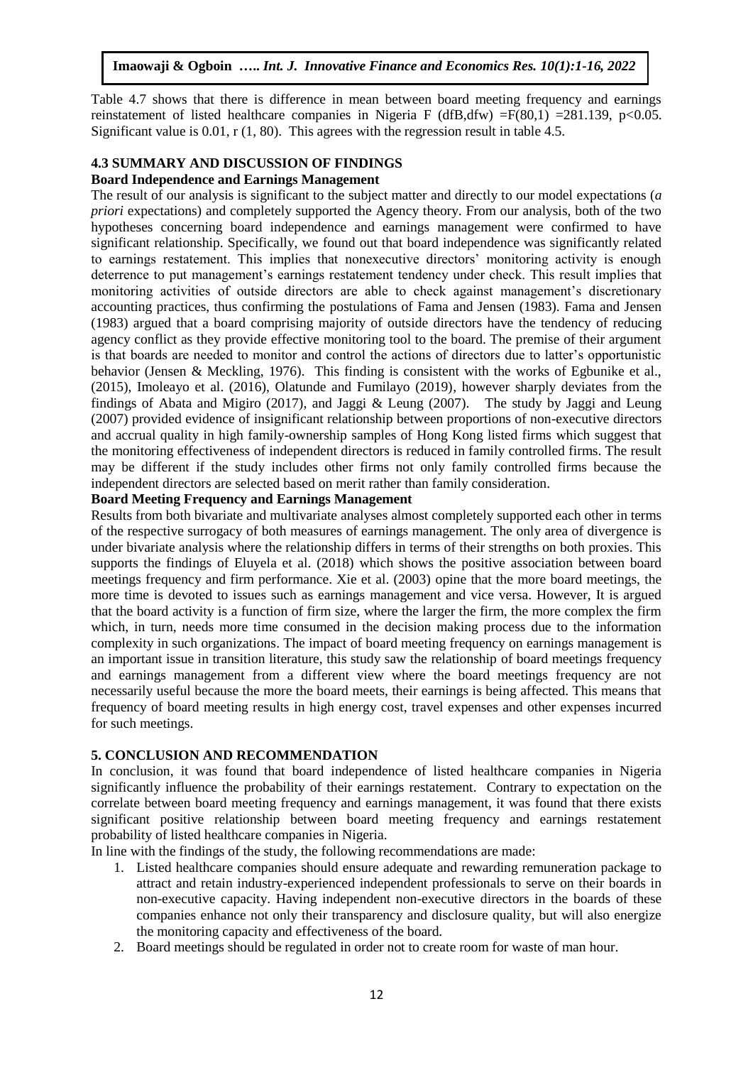Table 4.7 shows that there is difference in mean between board meeting frequency and earnings reinstatement of listed healthcare companies in Nigeria F (dfB,dfw) =F(80,1) =281.139, $p<0.05$. Significant value is 0.01, r (1, 80). This agrees with the regression result in table 4.5.

## 4.3 SUMMARY AND DISCUSSION OF FINDINGS

### Board Independence and Earnings Management

The result of our analysis is significant to the subject matter and directly to our model expectations (*a priori* expectations) and completely supported the Agency theory. From our analysis, both of the two hypotheses concerning board independence and earnings management were confirmed to have significant relationship. Specifically, we found out that board independence was significantly related to earnings restatement. This implies that nonexecutive directors' monitoring activity is enough deterrence to put management's earnings restatement tendency under check. This result implies that monitoring activities of outside directors are able to check against management's discretionary accounting practices, thus confirming the postulations of Fama and Jensen (1983). Fama and Jensen (1983) argued that a board comprising majority of outside directors have the tendency of reducing agency conflict as they provide effective monitoring tool to the board. The premise of their argument is that boards are needed to monitor and control the actions of directors due to latter's opportunistic behavior (Jensen & Meckling, 1976). This finding is consistent with the works of Egbunike et al., (2015), Imoleayo et al. (2016), Olatunde and Fumilayo (2019), however sharply deviates from the findings of Abata and Migiro (2017), and Jaggi & Leung (2007). The study by Jaggi and Leung (2007) provided evidence of insignificant relationship between proportions of non-executive directors and accrual quality in high family-ownership samples of Hong Kong listed firms which suggest that the monitoring effectiveness of independent directors is reduced in family controlled firms. The result may be different if the study includes other firms not only family controlled firms because the independent directors are selected based on merit rather than family consideration.

### Board Meeting Frequency and Earnings Management

Results from both bivariate and multivariate analyses almost completely supported each other in terms of the respective surrogacy of both measures of earnings management. The only area of divergence is under bivariate analysis where the relationship differs in terms of their strengths on both proxies. This supports the findings of Eluyela et al. (2018) which shows the positive association between board meetings frequency and firm performance. Xie et al. (2003) opine that the more board meetings, the more time is devoted to issues such as earnings management and vice versa. However, It is argued that the board activity is a function of firm size, where the larger the firm, the more complex the firm which, in turn, needs more time consumed in the decision making process due to the information complexity in such organizations. The impact of board meeting frequency on earnings management is an important issue in transition literature, this study saw the relationship of board meetings frequency and earnings management from a different view where the board meetings frequency are not necessarily useful because the more the board meets, their earnings is being affected. This means that frequency of board meeting results in high energy cost, travel expenses and other expenses incurred for such meetings.

## 5. CONCLUSION AND RECOMMENDATION

In conclusion, it was found that board independence of listed healthcare companies in Nigeria significantly influence the probability of their earnings restatement. Contrary to expectation on the correlate between board meeting frequency and earnings management, it was found that there exists significant positive relationship between board meeting frequency and earnings restatement probability of listed healthcare companies in Nigeria.

In line with the findings of the study, the following recommendations are made:

1. Listed healthcare companies should ensure adequate and rewarding remuneration package to attract and retain industry-experienced independent professionals to serve on their boards in non-executive capacity. Having independent non-executive directors in the boards of these companies enhance not only their transparency and disclosure quality, but will also energize the monitoring capacity and effectiveness of the board.
2. Board meetings should be regulated in order not to create room for waste of man hour.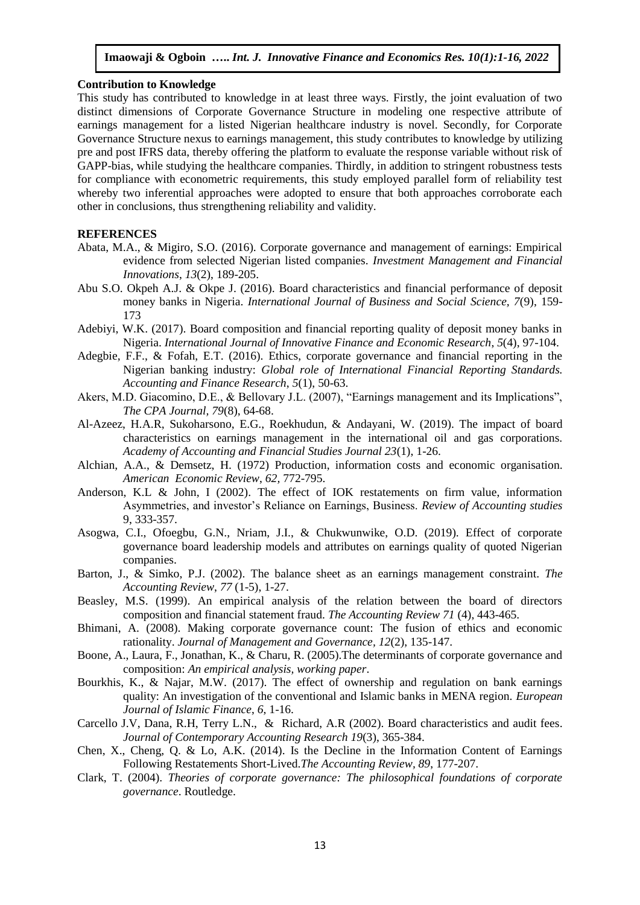**Contribution to Knowledge**

This study has contributed to knowledge in at least three ways. Firstly, the joint evaluation of two distinct dimensions of Corporate Governance Structure in modeling one respective attribute of earnings management for a listed Nigerian healthcare industry is novel. Secondly, for Corporate Governance Structure nexus to earnings management, this study contributes to knowledge by utilizing pre and post IFRS data, thereby offering the platform to evaluate the response variable without risk of GAPP-bias, while studying the healthcare companies. Thirdly, in addition to stringent robustness tests for compliance with econometric requirements, this study employed parallel form of reliability test whereby two inferential approaches were adopted to ensure that both approaches corroborate each other in conclusions, thus strengthening reliability and validity.

**REFERENCES**

Abata, M.A., & Migiro, S.O. (2016). Corporate governance and management of earnings: Empirical evidence from selected Nigerian listed companies. *Investment Management and Financial Innovations*, *13*(2), 189-205.

Abu S.O. Okpeh A.J. & Okpe J. (2016). Board characteristics and financial performance of deposit money banks in Nigeria. *International Journal of Business and Social Science*, *7*(9), 159-173

Adebiyi, W.K. (2017). Board composition and financial reporting quality of deposit money banks in Nigeria. *International Journal of Innovative Finance and Economic Research*, *5*(4), 97-104.

Adegbie, F.F., & Fofah, E.T. (2016). Ethics, corporate governance and financial reporting in the Nigerian banking industry: *Global role of International Financial Reporting Standards. Accounting and Finance Research*, *5*(1), 50-63.

Akers, M.D. Giacomino, D.E., & Bellovary J.L. (2007), "Earnings management and its Implications", *The CPA Journal*, *79*(8), 64-68.

Al-Azeez, H.A.R, Sukoharsono, E.G., Roekhudun, & Andayani, W. (2019). The impact of board characteristics on earnings management in the international oil and gas corporations. *Academy of Accounting and Financial Studies Journal 23*(1), 1-26.

Alchian, A.A., & Demsetz, H. (1972) Production, information costs and economic organisation. *American Economic Review*, *62*, 772-795.

Anderson, K.L & John, I (2002). The effect of IOK restatements on firm value, information Asymmetries, and investor's Reliance on Earnings, Business. *Review of Accounting studies* 9, 333-357.

Asogwa, C.I., Ofoegbu, G.N., Nriam, J.I., & Chukwunwike, O.D. (2019). Effect of corporate governance board leadership models and attributes on earnings quality of quoted Nigerian companies.

Barton, J., & Simko, P.J. (2002). The balance sheet as an earnings management constraint. *The Accounting Review*, *77* (1-5), 1-27.

Beasley, M.S. (1999). An empirical analysis of the relation between the board of directors composition and financial statement fraud. *The Accounting Review 71* (4), 443-465.

Bhimani, A. (2008). Making corporate governance count: The fusion of ethics and economic rationality. *Journal of Management and Governance*, *12*(2), 135-147.

Boone, A., Laura, F., Jonathan, K., & Charu, R. (2005).The determinants of corporate governance and composition: *An empirical analysis, working paper*.

Bourkhis, K., & Najar, M.W. (2017). The effect of ownership and regulation on bank earnings quality: An investigation of the conventional and Islamic banks in MENA region. *European Journal of Islamic Finance*, *6*, 1-16.

Carcello J.V, Dana, R.H, Terry L.N., & Richard, A.R (2002). Board characteristics and audit fees. *Journal of Contemporary Accounting Research 19*(3), 365-384.

Chen, X., Cheng, Q. & Lo, A.K. (2014). Is the Decline in the Information Content of Earnings Following Restatements Short-Lived.*The Accounting Review*, *89*, 177-207.

Clark, T. (2004). *Theories of corporate governance: The philosophical foundations of corporate governance*. Routledge.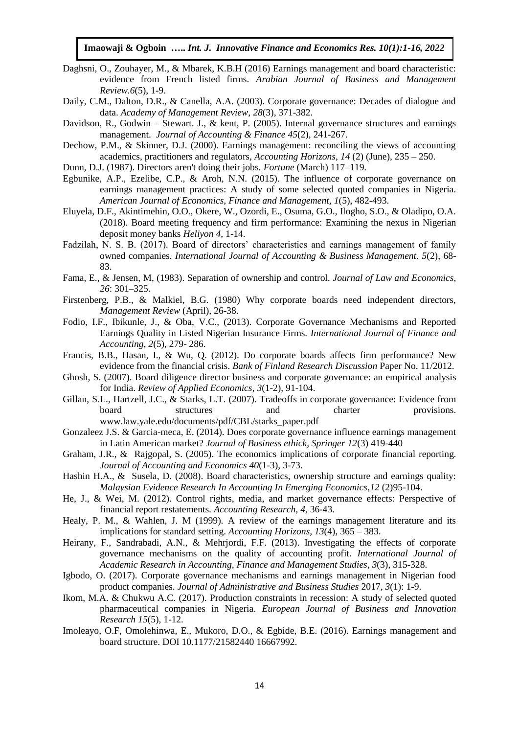Daghsni, O., Zouhayer, M., & Mbarek, K.B.H (2016) Earnings management and board characteristic: evidence from French listed firms. *Arabian Journal of Business and Management Review.6*(5), 1-9.

Daily, C.M., Dalton, D.R., & Canella, A.A. (2003). Corporate governance: Decades of dialogue and data. *Academy of Management Review*, *28*(3), 371-382.

Davidson, R., Godwin – Stewart. J., & kent, P. (2005). Internal governance structures and earnings management. *Journal of Accounting & Finance 45*(2), 241-267.

Dechow, P.M., & Skinner, D.J. (2000). Earnings management: reconciling the views of accounting academics, practitioners and regulators, *Accounting Horizons*, *14* (2) (June), 235 – 250.

Dunn, D.J. (1987). Directors aren't doing their jobs. *Fortune* (March) 117–119.

Egbunike, A.P., Ezelibe, C.P., & Aroh, N.N. (2015). The influence of corporate governance on earnings management practices: A study of some selected quoted companies in Nigeria. *American Journal of Economics, Finance and Management*, *1*(5), 482-493.

Eluyela, D.F., Akintimehin, O.O., Okere, W., Ozordi, E., Osuma, G.O., Ilogho, S.O., & Oladipo, O.A. (2018). Board meeting frequency and firm performance: Examining the nexus in Nigerian deposit money banks *Heliyon 4*, 1-14.

Fadzilah, N. S. B. (2017). Board of directors' characteristics and earnings management of family owned companies. *International Journal of Accounting & Business Management*. *5*(2), 68-83.

Fama, E., & Jensen, M, (1983). Separation of ownership and control. *Journal of Law and Economics*, *26*: 301–325.

Firstenberg, P.B., & Malkiel, B.G. (1980) Why corporate boards need independent directors, *Management Review* (April), 26-38.

Fodio, I.F., Ibikunle, J., & Oba, V.C., (2013). Corporate Governance Mechanisms and Reported Earnings Quality in Listed Nigerian Insurance Firms. *International Journal of Finance and Accounting, 2*(5), 279- 286.

Francis, B.B., Hasan, I., & Wu, Q. (2012). Do corporate boards affects firm performance? New evidence from the financial crisis. *Bank of Finland Research Discussion* Paper No. 11/2012.

Ghosh, S. (2007). Board diligence director business and corporate governance: an empirical analysis for India. *Review of Applied Economics*, *3*(1-2), 91-104.

Gillan, S.L., Hartzell, J.C., & Starks, L.T. (2007). Tradeoffs in corporate governance: Evidence from board structures and charter provisions. www.law.yale.edu/documents/pdf/CBL/starks_paper.pdf

Gonzaleez J.S. & Garcia-meca, E. (2014). Does corporate governance influence earnings management in Latin American market? *Journal of Business ethick, Springer 12*(3) 419-440

Graham, J.R., & Rajgopal, S. (2005). The economics implications of corporate financial reporting. *Journal of Accounting and Economics 40*(1-3), 3-73.

Hashin H.A., & Susela, D. (2008). Board characteristics, ownership structure and earnings quality: *Malaysian Evidence Research In Accounting In Emerging Economics*,*12* (2)95-104.

He, J., & Wei, M. (2012). Control rights, media, and market governance effects: Perspective of financial report restatements. *Accounting Research*, *4*, 36-43.

Healy, P. M., & Wahlen, J. M (1999). A review of the earnings management literature and its implications for standard setting. *Accounting Horizons*, *13*(4), 365 – 383.

Heirany, F., Sandrabadi, A.N., & Mehrjordi, F.F. (2013). Investigating the effects of corporate governance mechanisms on the quality of accounting profit. *International Journal of Academic Research in Accounting, Finance and Management Studies*, *3*(3), 315-328.

Igbodo, O. (2017). Corporate governance mechanisms and earnings management in Nigerian food product companies. *Journal of Administrative and Business Studies* 2017, *3*(1): 1-9.

Ikom, M.A. & Chukwu A.C. (2017). Production constraints in recession: A study of selected quoted pharmaceutical companies in Nigeria. *European Journal of Business and Innovation Research 15*(5), 1-12.

Imoleayo, O.F, Omolehinwa, E., Mukoro, D.O., & Egbide, B.E. (2016). Earnings management and board structure. DOI 10.1177/21582440 16667992.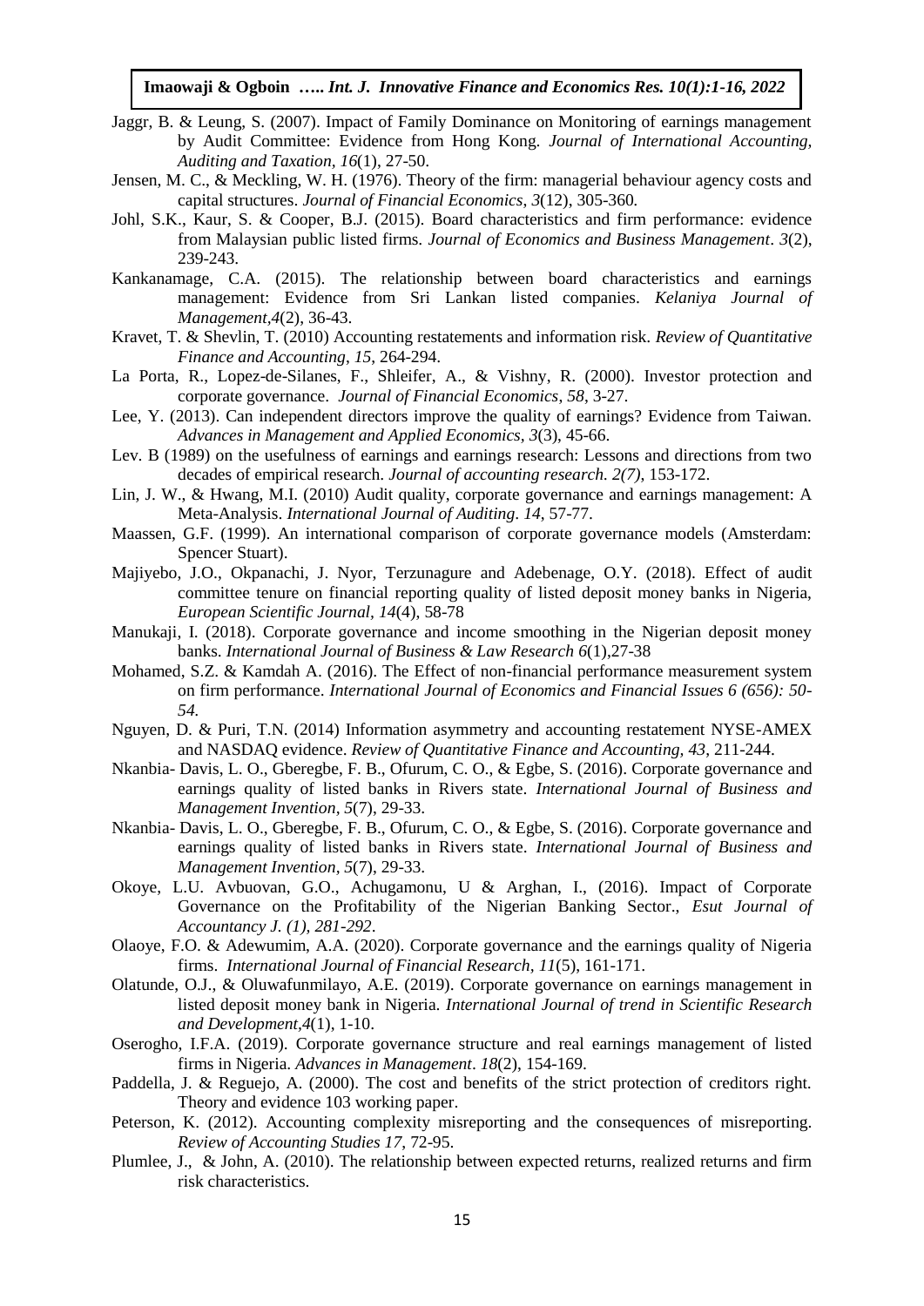Jaggr, B. & Leung, S. (2007). Impact of Family Dominance on Monitoring of earnings management by Audit Committee: Evidence from Hong Kong. *Journal of International Accounting, Auditing and Taxation, 16*(1), 27-50.

Jensen, M. C., & Meckling, W. H. (1976). Theory of the firm: managerial behaviour agency costs and capital structures. *Journal of Financial Economics, 3*(12), 305-360.

Johl, S.K., Kaur, S. & Cooper, B.J. (2015). Board characteristics and firm performance: evidence from Malaysian public listed firms. *Journal of Economics and Business Management*. *3*(2), 239-243.

Kankanamage, C.A. (2015). The relationship between board characteristics and earnings management: Evidence from Sri Lankan listed companies. *Kelaniya Journal of Management,4*(2), 36-43.

Kravet, T. & Shevlin, T. (2010) Accounting restatements and information risk. *Review of Quantitative Finance and Accounting*, *15*, 264-294.

La Porta, R., Lopez-de-Silanes, F., Shleifer, A., & Vishny, R. (2000). Investor protection and corporate governance. *Journal of Financial Economics*, *58*, 3-27.

Lee, Y. (2013). Can independent directors improve the quality of earnings? Evidence from Taiwan. *Advances in Management and Applied Economics*, *3*(3), 45-66.

Lev. B (1989) on the usefulness of earnings and earnings research: Lessons and directions from two decades of empirical research. *Journal of accounting research. 2(7)*, 153-172.

Lin, J. W., & Hwang, M.I. (2010) Audit quality, corporate governance and earnings management: A Meta-Analysis. *International Journal of Auditing*. *14*, 57-77.

Maassen, G.F. (1999). An international comparison of corporate governance models (Amsterdam: Spencer Stuart).

Majiyebo, J.O., Okpanachi, J. Nyor, Terzunagure and Adebenage, O.Y. (2018). Effect of audit committee tenure on financial reporting quality of listed deposit money banks in Nigeria, *European Scientific Journal, 14*(4), 58-78

Manukaji, I. (2018). Corporate governance and income smoothing in the Nigerian deposit money banks. *International Journal of Business & Law Research 6*(1),27-38

Mohamed, S.Z. & Kamdah A. (2016). The Effect of non-financial performance measurement system on firm performance. *International Journal of Economics and Financial Issues 6 (656): 50-54.*

Nguyen, D. & Puri, T.N. (2014) Information asymmetry and accounting restatement NYSE-AMEX and NASDAQ evidence. *Review of Quantitative Finance and Accounting, 43*, 211-244.

Nkanbia- Davis, L. O., Gberegbe, F. B., Ofurum, C. O., & Egbe, S. (2016). Corporate governance and earnings quality of listed banks in Rivers state. *International Journal of Business and Management Invention*, *5*(7), 29-33.

Nkanbia- Davis, L. O., Gberegbe, F. B., Ofurum, C. O., & Egbe, S. (2016). Corporate governance and earnings quality of listed banks in Rivers state. *International Journal of Business and Management Invention*, *5*(7), 29-33.

Okoye, L.U. Avbuovan, G.O., Achugamonu, U & Arghan, I., (2016). Impact of Corporate Governance on the Profitability of the Nigerian Banking Sector., *Esut Journal of Accountancy J. (1), 281-292*.

Olaoye, F.O. & Adewumim, A.A. (2020). Corporate governance and the earnings quality of Nigeria firms. *International Journal of Financial Research, 11*(5), 161-171.

Olatunde, O.J., & Oluwafunmilayo, A.E. (2019). Corporate governance on earnings management in listed deposit money bank in Nigeria. *International Journal of trend in Scientific Research and Development,4*(1), 1-10.

Oserogho, I.F.A. (2019). Corporate governance structure and real earnings management of listed firms in Nigeria. *Advances in Management*. *18*(2), 154-169.

Paddella, J. & Reguejo, A. (2000). The cost and benefits of the strict protection of creditors right. Theory and evidence 103 working paper.

Peterson, K. (2012). Accounting complexity misreporting and the consequences of misreporting. *Review of Accounting Studies 17*, 72-95.

Plumlee, J., & John, A. (2010). The relationship between expected returns, realized returns and firm risk characteristics.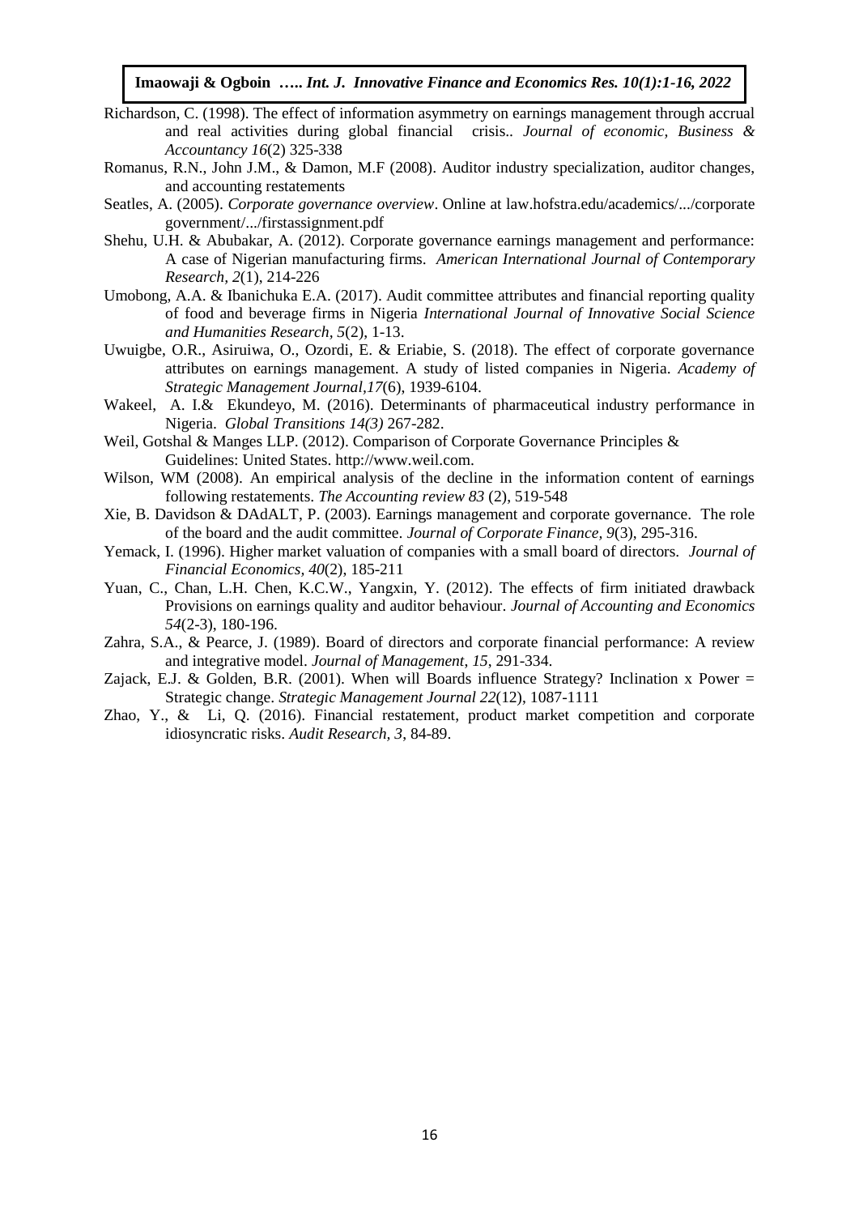Richardson, C. (1998). The effect of information asymmetry on earnings management through accrual and real activities during global financial crisis.. *Journal of economic, Business & Accountancy 16*(2) 325-338

Romanus, R.N., John J.M., & Damon, M.F (2008). Auditor industry specialization, auditor changes, and accounting restatements

Seatles, A. (2005). *Corporate governance overview*. Online at law.hofstra.edu/academics/.../corporate government/.../firstassignment.pdf

Shehu, U.H. & Abubakar, A. (2012). Corporate governance earnings management and performance: A case of Nigerian manufacturing firms. *American International Journal of Contemporary Research, 2*(1), 214-226

Umobong, A.A. & Ibanichuka E.A. (2017). Audit committee attributes and financial reporting quality of food and beverage firms in Nigeria *International Journal of Innovative Social Science and Humanities Research, 5*(2), 1-13.

Uwuigbe, O.R., Asiruiwa, O., Ozordi, E. & Eriabie, S. (2018). The effect of corporate governance attributes on earnings management. A study of listed companies in Nigeria. *Academy of Strategic Management Journal,17*(6), 1939-6104.

Wakeel, A. I.& Ekundeyo, M. (2016). Determinants of pharmaceutical industry performance in Nigeria. *Global Transitions 14(3)* 267-282.

Weil, Gotshal & Manges LLP. (2012). Comparison of Corporate Governance Principles & Guidelines: United States. http://www.weil.com.

Wilson, WM (2008). An empirical analysis of the decline in the information content of earnings following restatements. *The Accounting review 83* (2), 519-548

Xie, B. Davidson & DAdALT, P. (2003). Earnings management and corporate governance. The role of the board and the audit committee. *Journal of Corporate Finance, 9*(3), 295-316.

Yemack, I. (1996). Higher market valuation of companies with a small board of directors. *Journal of Financial Economics, 40*(2), 185-211

Yuan, C., Chan, L.H. Chen, K.C.W., Yangxin, Y. (2012). The effects of firm initiated drawback Provisions on earnings quality and auditor behaviour. *Journal of Accounting and Economics 54*(2-3), 180-196.

Zahra, S.A., & Pearce, J. (1989). Board of directors and corporate financial performance: A review and integrative model. *Journal of Management, 15*, 291-334.

Zajack, E.J. & Golden, B.R. (2001). When will Boards influence Strategy? Inclination x Power = Strategic change. *Strategic Management Journal 22*(12), 1087-1111

Zhao, Y., & Li, Q. (2016). Financial restatement, product market competition and corporate idiosyncratic risks. *Audit Research, 3*, 84-89.